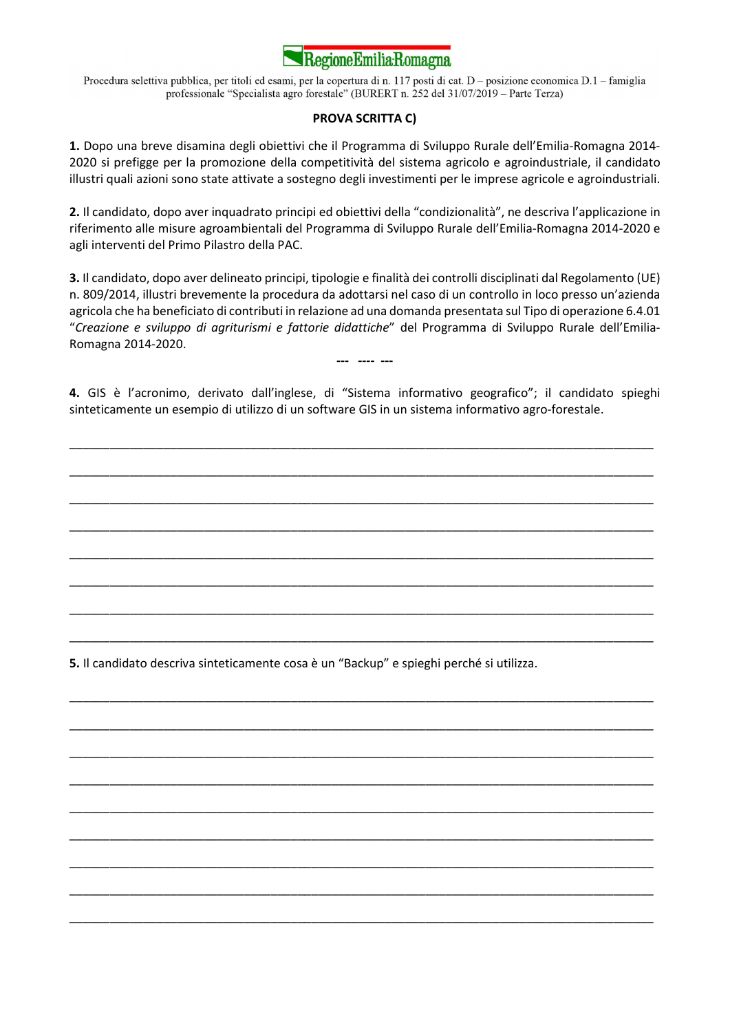Regione Emilia-Romagna

Procedura selettiva pubblica, per titoli ed esami, per la copertura di n. 117 posti di cat. D – posizione economica D.1 – famiglia professionale "Specialista agro forestale" (BURERT n. 252 del 31/07/2019 – Parte Terza)

**PROVA SCRITTA C)**

**1.** Dopo una breve disamina degli obiettivi che il Programma di Sviluppo Rurale dell'Emilia-Romagna 2014-2020 si prefigge per la promozione della competitività del sistema agricolo e agroindustriale, il candidato illustri quali azioni sono state attivate a sostegno degli investimenti per le imprese agricole e agroindustriali.

**2.** Il candidato, dopo aver inquadrato principi ed obiettivi della "condizionalità", ne descriva l'applicazione in riferimento alle misure agroambientali del Programma di Sviluppo Rurale dell'Emilia-Romagna 2014-2020 e agli interventi del Primo Pilastro della PAC.

**3.** Il candidato, dopo aver delineato principi, tipologie e finalità dei controlli disciplinati dal Regolamento (UE) n. 809/2014, illustri brevemente la procedura da adottarsi nel caso di un controllo in loco presso un'azienda agricola che ha beneficiato di contributi in relazione ad una domanda presentata sul Tipo di operazione 6.4.01 "*Creazione e sviluppo di agriturismi e fattorie didattiche*" del Programma di Sviluppo Rurale dell'Emilia-Romagna 2014-2020.

**--- ---- ---**

**4.** GIS è l'acronimo, derivato dall'inglese, di "Sistema informativo geografico"; il candidato spieghi sinteticamente un esempio di utilizzo di un software GIS in un sistema informativo agro-forestale.

\_\_\_\_\_\_\_\_\_\_\_\_\_\_\_\_\_\_\_\_\_\_\_\_\_\_\_\_\_\_\_\_\_\_\_\_\_\_\_\_\_\_\_\_\_\_\_\_\_\_\_\_\_\_\_\_\_\_\_\_\_\_\_\_\_\_\_\_\_\_\_\_\_\_\_\_\_\_

\_\_\_\_\_\_\_\_\_\_\_\_\_\_\_\_\_\_\_\_\_\_\_\_\_\_\_\_\_\_\_\_\_\_\_\_\_\_\_\_\_\_\_\_\_\_\_\_\_\_\_\_\_\_\_\_\_\_\_\_\_\_\_\_\_\_\_\_\_\_\_\_\_\_\_\_\_\_

\_\_\_\_\_\_\_\_\_\_\_\_\_\_\_\_\_\_\_\_\_\_\_\_\_\_\_\_\_\_\_\_\_\_\_\_\_\_\_\_\_\_\_\_\_\_\_\_\_\_\_\_\_\_\_\_\_\_\_\_\_\_\_\_\_\_\_\_\_\_\_\_\_\_\_\_\_\_

\_\_\_\_\_\_\_\_\_\_\_\_\_\_\_\_\_\_\_\_\_\_\_\_\_\_\_\_\_\_\_\_\_\_\_\_\_\_\_\_\_\_\_\_\_\_\_\_\_\_\_\_\_\_\_\_\_\_\_\_\_\_\_\_\_\_\_\_\_\_\_\_\_\_\_\_\_\_

\_\_\_\_\_\_\_\_\_\_\_\_\_\_\_\_\_\_\_\_\_\_\_\_\_\_\_\_\_\_\_\_\_\_\_\_\_\_\_\_\_\_\_\_\_\_\_\_\_\_\_\_\_\_\_\_\_\_\_\_\_\_\_\_\_\_\_\_\_\_\_\_\_\_\_\_\_\_

\_\_\_\_\_\_\_\_\_\_\_\_\_\_\_\_\_\_\_\_\_\_\_\_\_\_\_\_\_\_\_\_\_\_\_\_\_\_\_\_\_\_\_\_\_\_\_\_\_\_\_\_\_\_\_\_\_\_\_\_\_\_\_\_\_\_\_\_\_\_\_\_\_\_\_\_\_\_

\_\_\_\_\_\_\_\_\_\_\_\_\_\_\_\_\_\_\_\_\_\_\_\_\_\_\_\_\_\_\_\_\_\_\_\_\_\_\_\_\_\_\_\_\_\_\_\_\_\_\_\_\_\_\_\_\_\_\_\_\_\_\_\_\_\_\_\_\_\_\_\_\_\_\_\_\_\_

\_\_\_\_\_\_\_\_\_\_\_\_\_\_\_\_\_\_\_\_\_\_\_\_\_\_\_\_\_\_\_\_\_\_\_\_\_\_\_\_\_\_\_\_\_\_\_\_\_\_\_\_\_\_\_\_\_\_\_\_\_\_\_\_\_\_\_\_\_\_\_\_\_\_\_\_\_\_

**5.** Il candidato descriva sinteticamente cosa è un "Backup" e spieghi perché si utilizza.

\_\_\_\_\_\_\_\_\_\_\_\_\_\_\_\_\_\_\_\_\_\_\_\_\_\_\_\_\_\_\_\_\_\_\_\_\_\_\_\_\_\_\_\_\_\_\_\_\_\_\_\_\_\_\_\_\_\_\_\_\_\_\_\_\_\_\_\_\_\_\_\_\_\_\_\_\_\_

\_\_\_\_\_\_\_\_\_\_\_\_\_\_\_\_\_\_\_\_\_\_\_\_\_\_\_\_\_\_\_\_\_\_\_\_\_\_\_\_\_\_\_\_\_\_\_\_\_\_\_\_\_\_\_\_\_\_\_\_\_\_\_\_\_\_\_\_\_\_\_\_\_\_\_\_\_\_

\_\_\_\_\_\_\_\_\_\_\_\_\_\_\_\_\_\_\_\_\_\_\_\_\_\_\_\_\_\_\_\_\_\_\_\_\_\_\_\_\_\_\_\_\_\_\_\_\_\_\_\_\_\_\_\_\_\_\_\_\_\_\_\_\_\_\_\_\_\_\_\_\_\_\_\_\_\_

\_\_\_\_\_\_\_\_\_\_\_\_\_\_\_\_\_\_\_\_\_\_\_\_\_\_\_\_\_\_\_\_\_\_\_\_\_\_\_\_\_\_\_\_\_\_\_\_\_\_\_\_\_\_\_\_\_\_\_\_\_\_\_\_\_\_\_\_\_\_\_\_\_\_\_\_\_\_

\_\_\_\_\_\_\_\_\_\_\_\_\_\_\_\_\_\_\_\_\_\_\_\_\_\_\_\_\_\_\_\_\_\_\_\_\_\_\_\_\_\_\_\_\_\_\_\_\_\_\_\_\_\_\_\_\_\_\_\_\_\_\_\_\_\_\_\_\_\_\_\_\_\_\_\_\_\_

\_\_\_\_\_\_\_\_\_\_\_\_\_\_\_\_\_\_\_\_\_\_\_\_\_\_\_\_\_\_\_\_\_\_\_\_\_\_\_\_\_\_\_\_\_\_\_\_\_\_\_\_\_\_\_\_\_\_\_\_\_\_\_\_\_\_\_\_\_\_\_\_\_\_\_\_\_\_

\_\_\_\_\_\_\_\_\_\_\_\_\_\_\_\_\_\_\_\_\_\_\_\_\_\_\_\_\_\_\_\_\_\_\_\_\_\_\_\_\_\_\_\_\_\_\_\_\_\_\_\_\_\_\_\_\_\_\_\_\_\_\_\_\_\_\_\_\_\_\_\_\_\_\_\_\_\_

\_\_\_\_\_\_\_\_\_\_\_\_\_\_\_\_\_\_\_\_\_\_\_\_\_\_\_\_\_\_\_\_\_\_\_\_\_\_\_\_\_\_\_\_\_\_\_\_\_\_\_\_\_\_\_\_\_\_\_\_\_\_\_\_\_\_\_\_\_\_\_\_\_\_\_\_\_\_

\_\_\_\_\_\_\_\_\_\_\_\_\_\_\_\_\_\_\_\_\_\_\_\_\_\_\_\_\_\_\_\_\_\_\_\_\_\_\_\_\_\_\_\_\_\_\_\_\_\_\_\_\_\_\_\_\_\_\_\_\_\_\_\_\_\_\_\_\_\_\_\_\_\_\_\_\_\_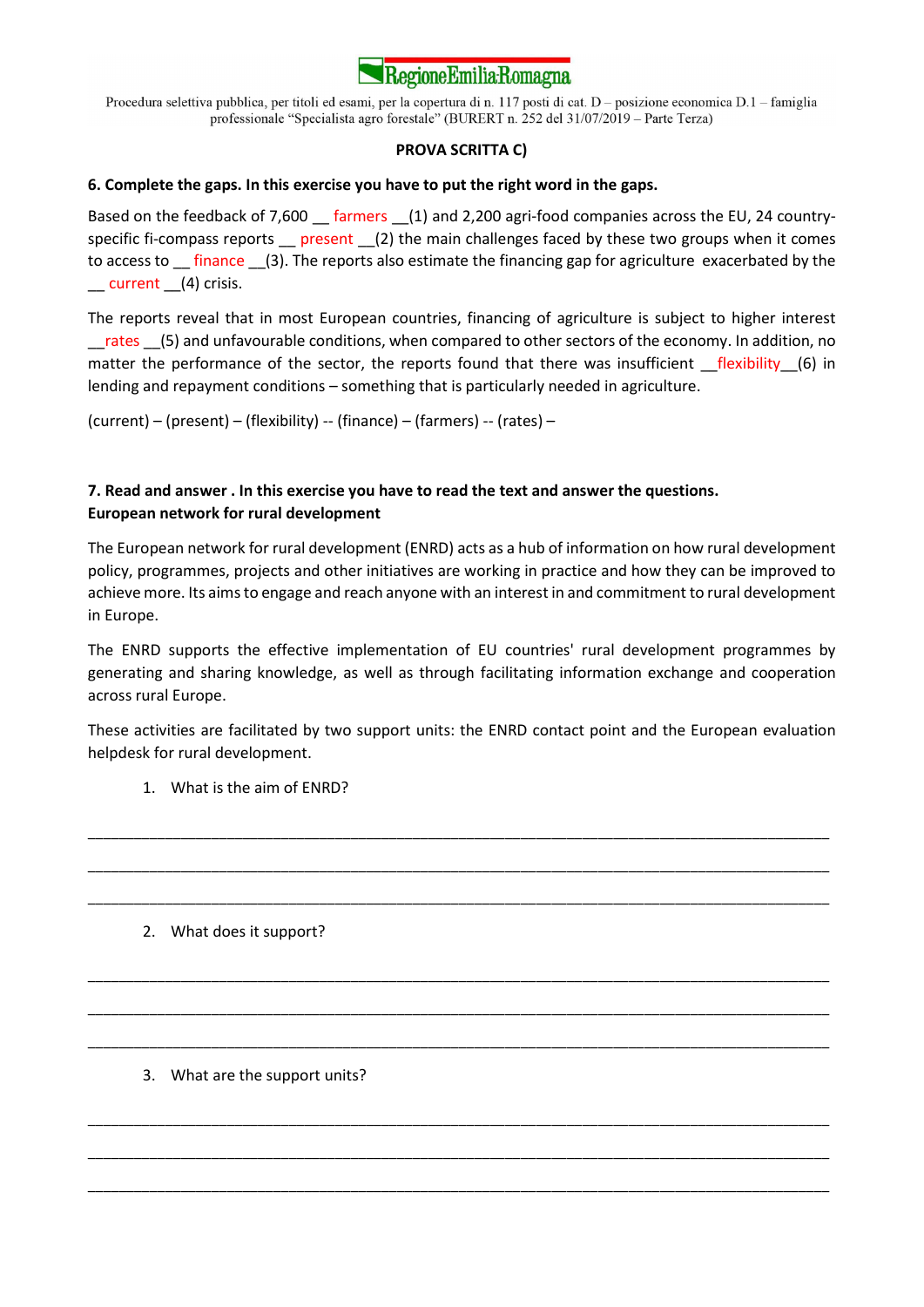Procedura selettiva pubblica, per titoli ed esami, per la copertura di n. 117 posti di cat. D – posizione economica D.1 – famiglia professionale "Specialista agro forestale" (BURERT n. 252 del 31/07/2019 – Parte Terza)

**PROVA SCRITTA C)**

**6. Complete the gaps. In this exercise you have to put the right word in the gaps.**

Based on the feedback of 7,600 __ farmers __(1) and 2,200 agri-food companies across the EU, 24 country-specific fi-compass reports __ present __(2) the main challenges faced by these two groups when it comes to access to __ finance __(3). The reports also estimate the financing gap for agriculture exacerbated by the __ current __(4) crisis.

The reports reveal that in most European countries, financing of agriculture is subject to higher interest __rates __(5) and unfavourable conditions, when compared to other sectors of the economy. In addition, no matter the performance of the sector, the reports found that there was insufficient __flexibility__(6) in lending and repayment conditions – something that is particularly needed in agriculture.

(current) – (present) – (flexibility) -- (finance) – (farmers) -- (rates) –

**7. Read and answer . In this exercise you have to read the text and answer the questions.**
**European network for rural development**

The European network for rural development (ENRD) acts as a hub of information on how rural development policy, programmes, projects and other initiatives are working in practice and how they can be improved to achieve more. Its aims to engage and reach anyone with an interest in and commitment to rural development in Europe.

The ENRD supports the effective implementation of EU countries' rural development programmes by generating and sharing knowledge, as well as through facilitating information exchange and cooperation across rural Europe.

These activities are facilitated by two support units: the ENRD contact point and the European evaluation helpdesk for rural development.

1. What is the aim of ENRD?

___________________________________________________________________________

___________________________________________________________________________

___________________________________________________________________________

2. What does it support?

___________________________________________________________________________

___________________________________________________________________________

___________________________________________________________________________

3. What are the support units?

___________________________________________________________________________

___________________________________________________________________________

___________________________________________________________________________